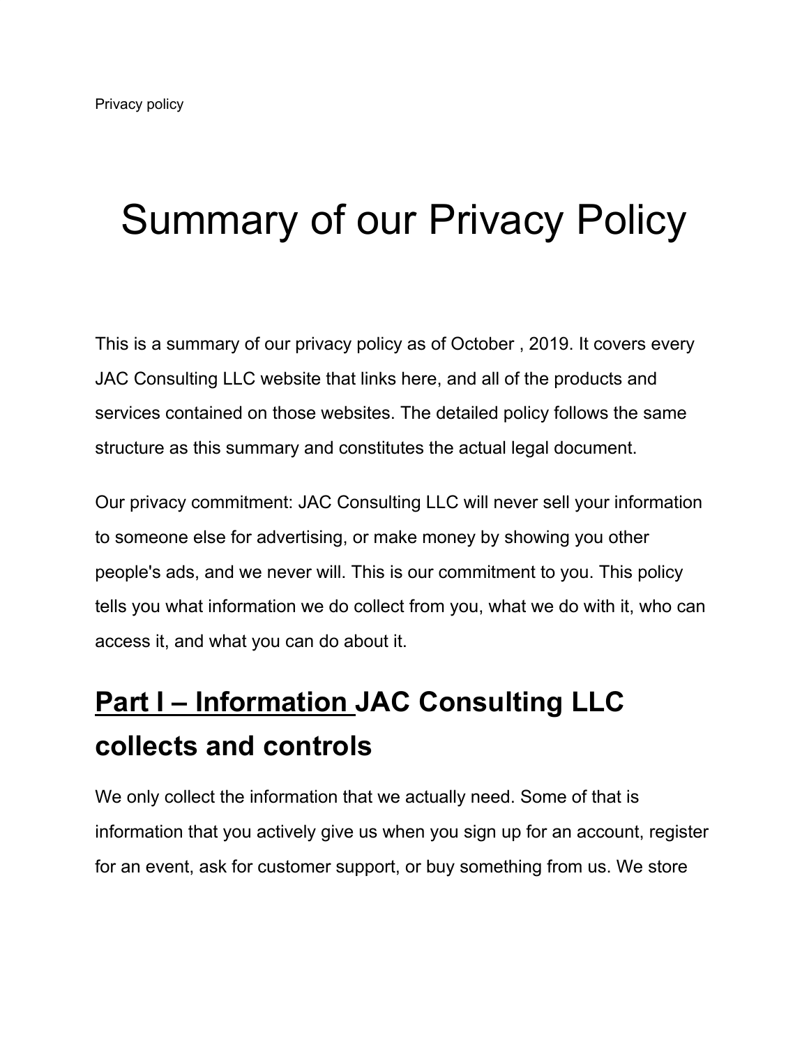Privacy policy

# Summary of our Privacy Policy

This is a summary of our privacy policy as of October , 2019. It covers every JAC Consulting LLC website that links here, and all of the products and services contained on those websites. The detailed policy follows the same structure as this summary and constitutes the actual legal document.

Our privacy commitment: JAC Consulting LLC will never sell your information to someone else for advertising, or make money by showing you other people's ads, and we never will. This is our commitment to you. This policy tells you what information we do collect from you, what we do with it, who can access it, and what you can do about it.

## Part I – Information JAC Consulting LLC collects and controls

We only collect the information that we actually need. Some of that is information that you actively give us when you sign up for an account, register for an event, ask for customer support, or buy something from us. We store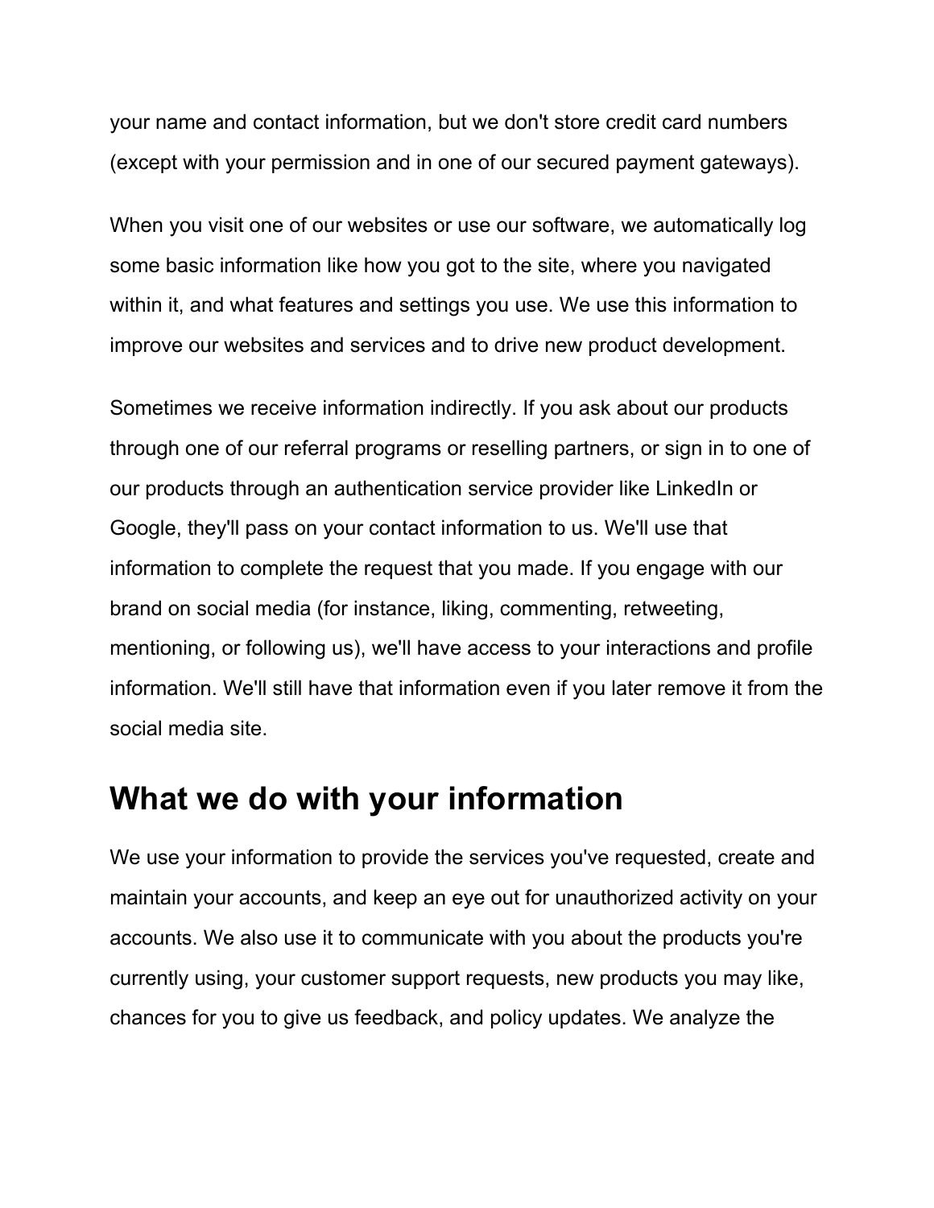your name and contact information, but we don't store credit card numbers (except with your permission and in one of our secured payment gateways).

When you visit one of our websites or use our software, we automatically log some basic information like how you got to the site, where you navigated within it, and what features and settings you use. We use this information to improve our websites and services and to drive new product development.

Sometimes we receive information indirectly. If you ask about our products through one of our referral programs or reselling partners, or sign in to one of our products through an authentication service provider like LinkedIn or Google, they'll pass on your contact information to us. We'll use that information to complete the request that you made. If you engage with our brand on social media (for instance, liking, commenting, retweeting, mentioning, or following us), we'll have access to your interactions and profile information. We'll still have that information even if you later remove it from the social media site.

## What we do with your information

We use your information to provide the services you've requested, create and maintain your accounts, and keep an eye out for unauthorized activity on your accounts. We also use it to communicate with you about the products you're currently using, your customer support requests, new products you may like, chances for you to give us feedback, and policy updates. We analyze the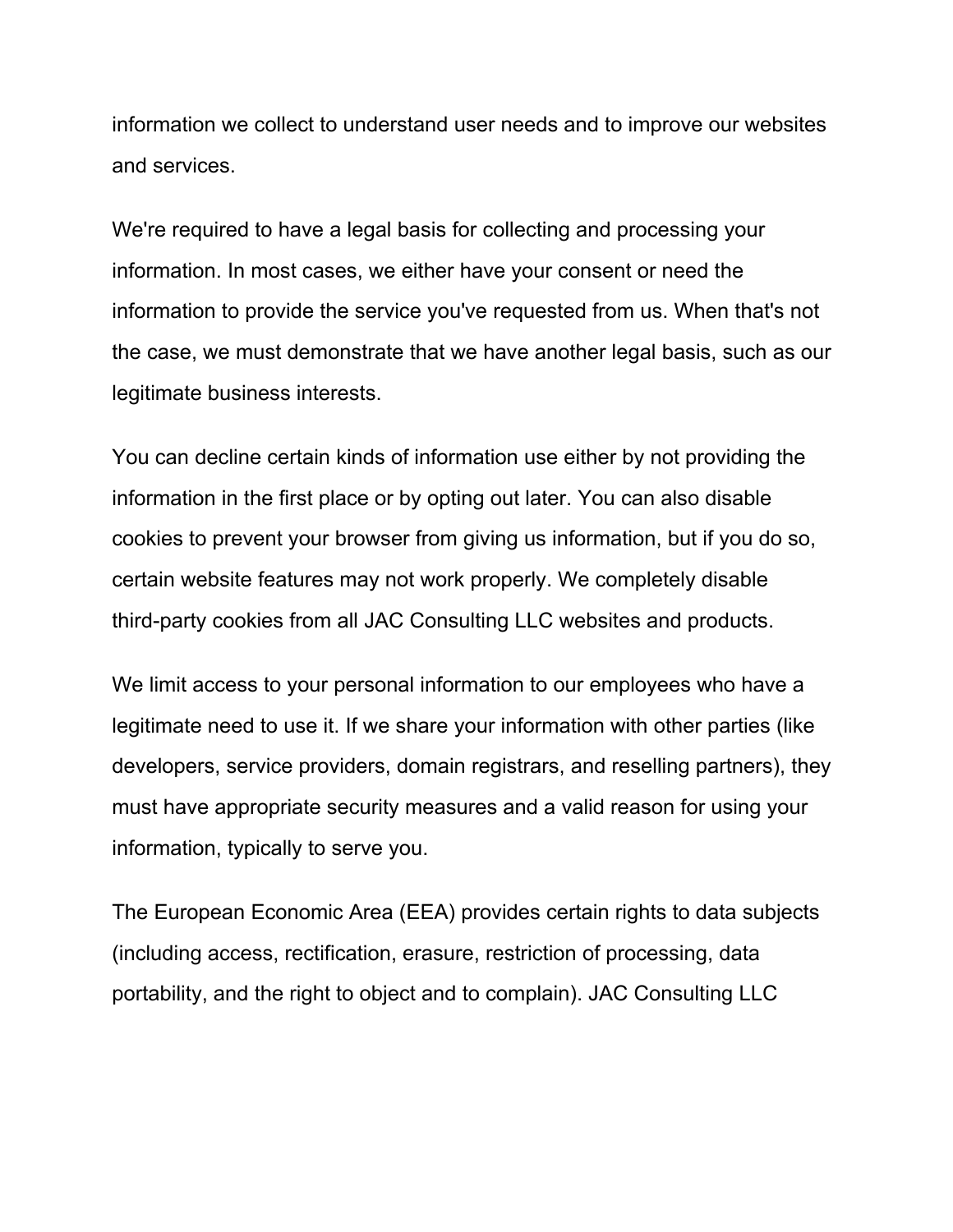information we collect to understand user needs and to improve our websites and services.

We're required to have a legal basis for collecting and processing your information. In most cases, we either have your consent or need the information to provide the service you've requested from us. When that's not the case, we must demonstrate that we have another legal basis, such as our legitimate business interests.

You can decline certain kinds of information use either by not providing the information in the first place or by opting out later. You can also disable cookies to prevent your browser from giving us information, but if you do so, certain website features may not work properly. We completely disable third-party cookies from all JAC Consulting LLC websites and products.

We limit access to your personal information to our employees who have a legitimate need to use it. If we share your information with other parties (like developers, service providers, domain registrars, and reselling partners), they must have appropriate security measures and a valid reason for using your information, typically to serve you.

The European Economic Area (EEA) provides certain rights to data subjects (including access, rectification, erasure, restriction of processing, data portability, and the right to object and to complain). JAC Consulting LLC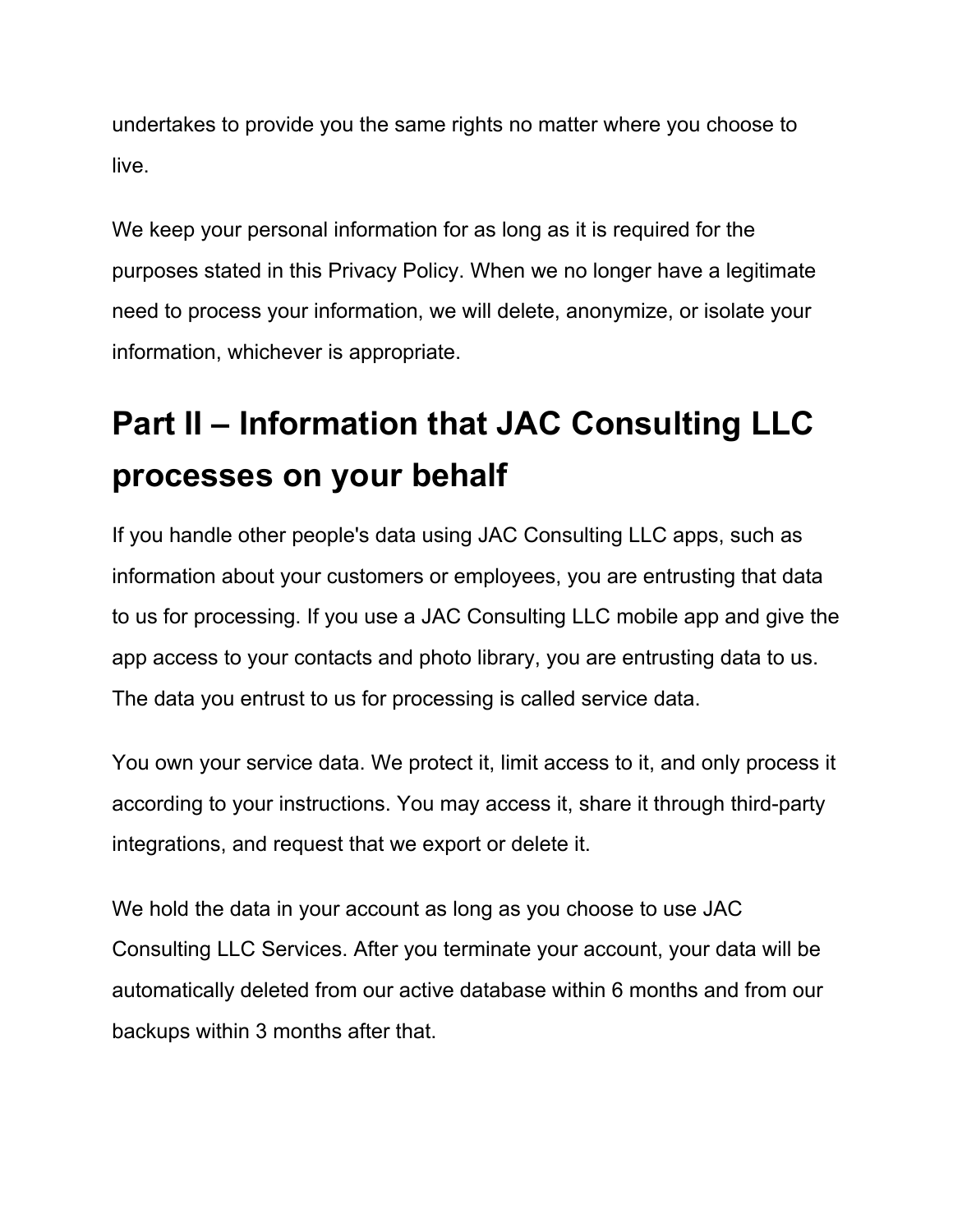undertakes to provide you the same rights no matter where you choose to live.

We keep your personal information for as long as it is required for the purposes stated in this Privacy Policy. When we no longer have a legitimate need to process your information, we will delete, anonymize, or isolate your information, whichever is appropriate.

# Part II – Information that JAC Consulting LLC processes on your behalf

If you handle other people's data using JAC Consulting LLC apps, such as information about your customers or employees, you are entrusting that data to us for processing. If you use a JAC Consulting LLC mobile app and give the app access to your contacts and photo library, you are entrusting data to us. The data you entrust to us for processing is called service data.

You own your service data. We protect it, limit access to it, and only process it according to your instructions. You may access it, share it through third-party integrations, and request that we export or delete it.

We hold the data in your account as long as you choose to use JAC Consulting LLC Services. After you terminate your account, your data will be automatically deleted from our active database within 6 months and from our backups within 3 months after that.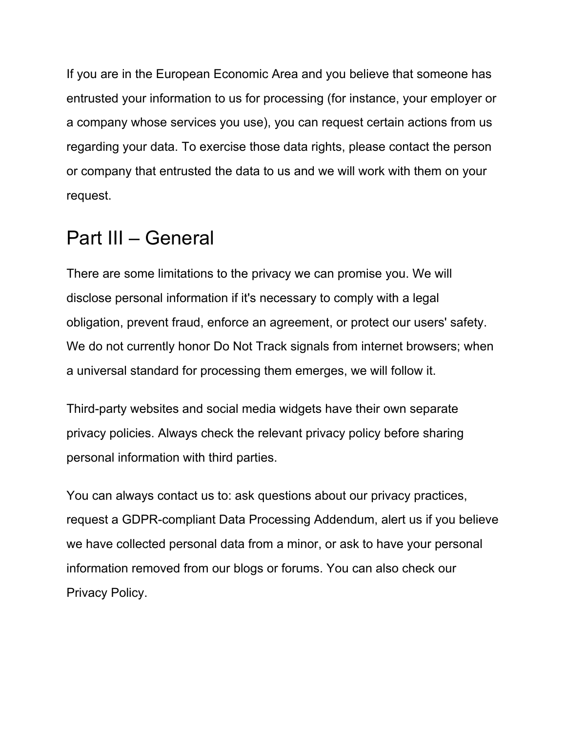If you are in the European Economic Area and you believe that someone has entrusted your information to us for processing (for instance, your employer or a company whose services you use), you can request certain actions from us regarding your data. To exercise those data rights, please contact the person or company that entrusted the data to us and we will work with them on your request.

# Part III – General

There are some limitations to the privacy we can promise you. We will disclose personal information if it's necessary to comply with a legal obligation, prevent fraud, enforce an agreement, or protect our users' safety. We do not currently honor Do Not Track signals from internet browsers; when a universal standard for processing them emerges, we will follow it.

Third-party websites and social media widgets have their own separate privacy policies. Always check the relevant privacy policy before sharing personal information with third parties.

You can always contact us to: ask questions about our privacy practices, request a GDPR-compliant Data Processing Addendum, alert us if you believe we have collected personal data from a minor, or ask to have your personal information removed from our blogs or forums. You can also check our Privacy Policy.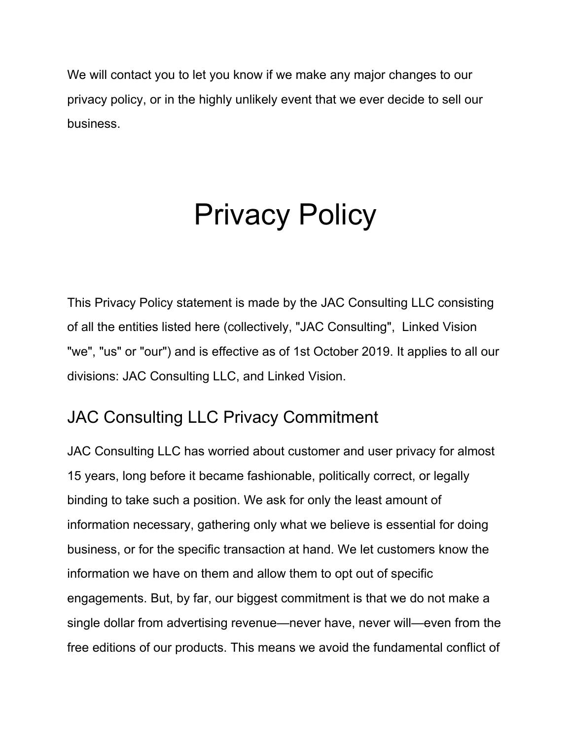We will contact you to let you know if we make any major changes to our privacy policy, or in the highly unlikely event that we ever decide to sell our business.

# Privacy Policy

This Privacy Policy statement is made by the JAC Consulting LLC consisting of all the entities listed here (collectively, "JAC Consulting",  Linked Vision "we", "us" or "our") and is effective as of 1st October 2019. It applies to all our divisions: JAC Consulting LLC, and Linked Vision.

## JAC Consulting LLC Privacy Commitment

JAC Consulting LLC has worried about customer and user privacy for almost 15 years, long before it became fashionable, politically correct, or legally binding to take such a position. We ask for only the least amount of information necessary, gathering only what we believe is essential for doing business, or for the specific transaction at hand. We let customers know the information we have on them and allow them to opt out of specific engagements. But, by far, our biggest commitment is that we do not make a single dollar from advertising revenue—never have, never will—even from the free editions of our products. This means we avoid the fundamental conflict of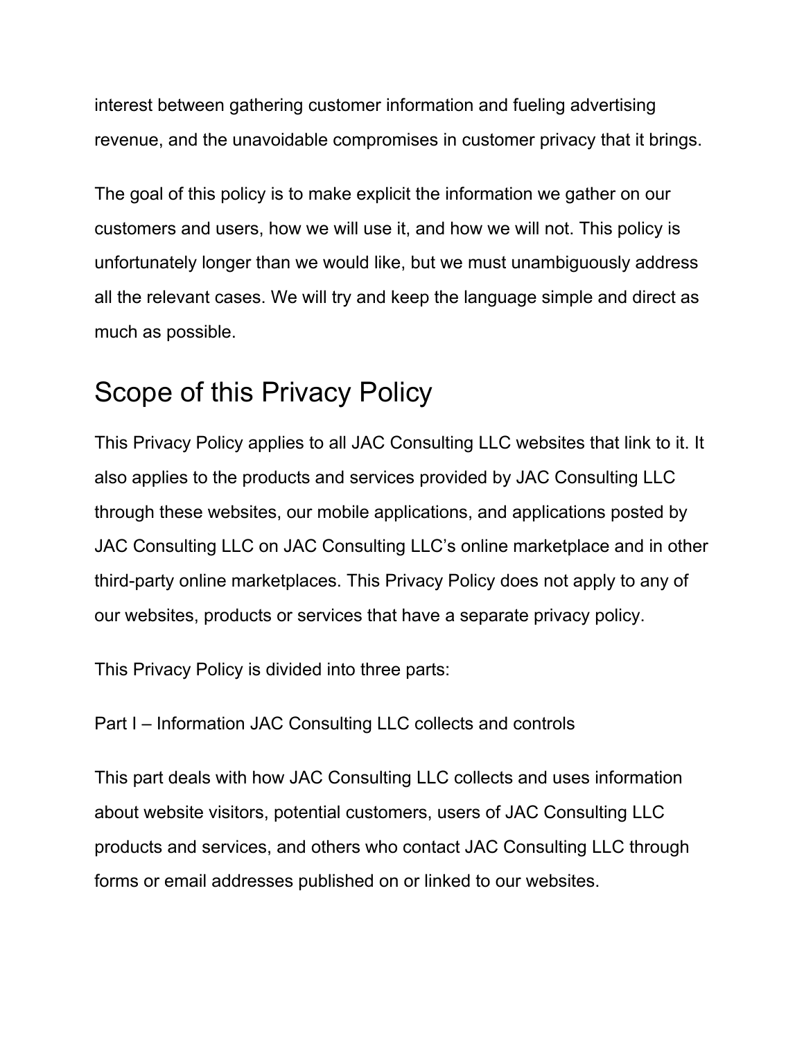interest between gathering customer information and fueling advertising revenue, and the unavoidable compromises in customer privacy that it brings.

The goal of this policy is to make explicit the information we gather on our customers and users, how we will use it, and how we will not. This policy is unfortunately longer than we would like, but we must unambiguously address all the relevant cases. We will try and keep the language simple and direct as much as possible.

# Scope of this Privacy Policy

This Privacy Policy applies to all JAC Consulting LLC websites that link to it. It also applies to the products and services provided by JAC Consulting LLC through these websites, our mobile applications, and applications posted by JAC Consulting LLC on JAC Consulting LLC's online marketplace and in other third-party online marketplaces. This Privacy Policy does not apply to any of our websites, products or services that have a separate privacy policy.

This Privacy Policy is divided into three parts:

Part I – Information JAC Consulting LLC collects and controls

This part deals with how JAC Consulting LLC collects and uses information about website visitors, potential customers, users of JAC Consulting LLC products and services, and others who contact JAC Consulting LLC through forms or email addresses published on or linked to our websites.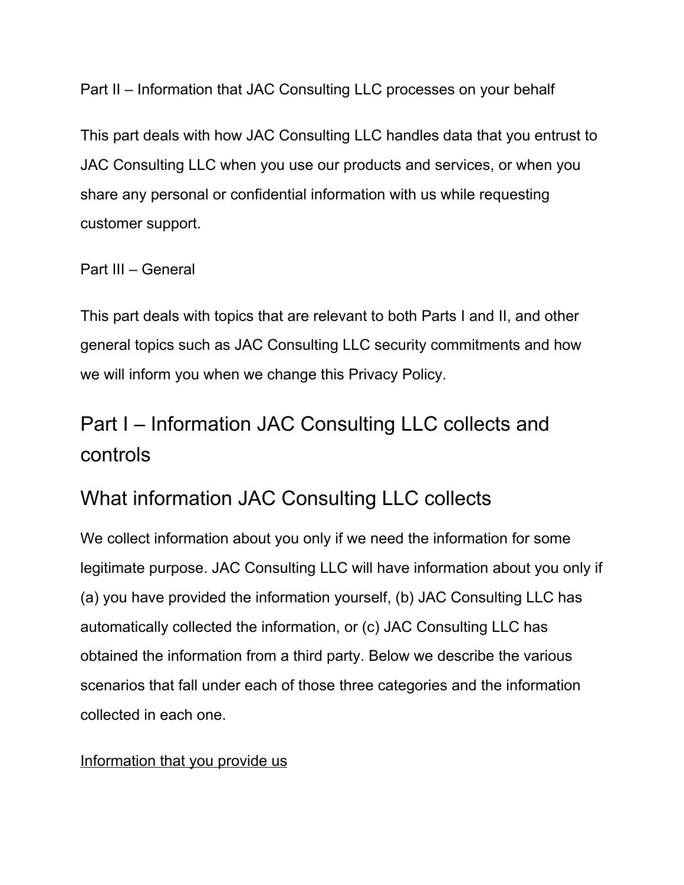Part II – Information that JAC Consulting LLC processes on your behalf

This part deals with how JAC Consulting LLC handles data that you entrust to JAC Consulting LLC when you use our products and services, or when you share any personal or confidential information with us while requesting customer support.

Part III – General

This part deals with topics that are relevant to both Parts I and II, and other general topics such as JAC Consulting LLC security commitments and how we will inform you when we change this Privacy Policy.

## Part I – Information JAC Consulting LLC collects and controls

## What information JAC Consulting LLC collects

We collect information about you only if we need the information for some legitimate purpose. JAC Consulting LLC will have information about you only if (a) you have provided the information yourself, (b) JAC Consulting LLC has automatically collected the information, or (c) JAC Consulting LLC has obtained the information from a third party. Below we describe the various scenarios that fall under each of those three categories and the information collected in each one.

<u>Information that you provide us</u>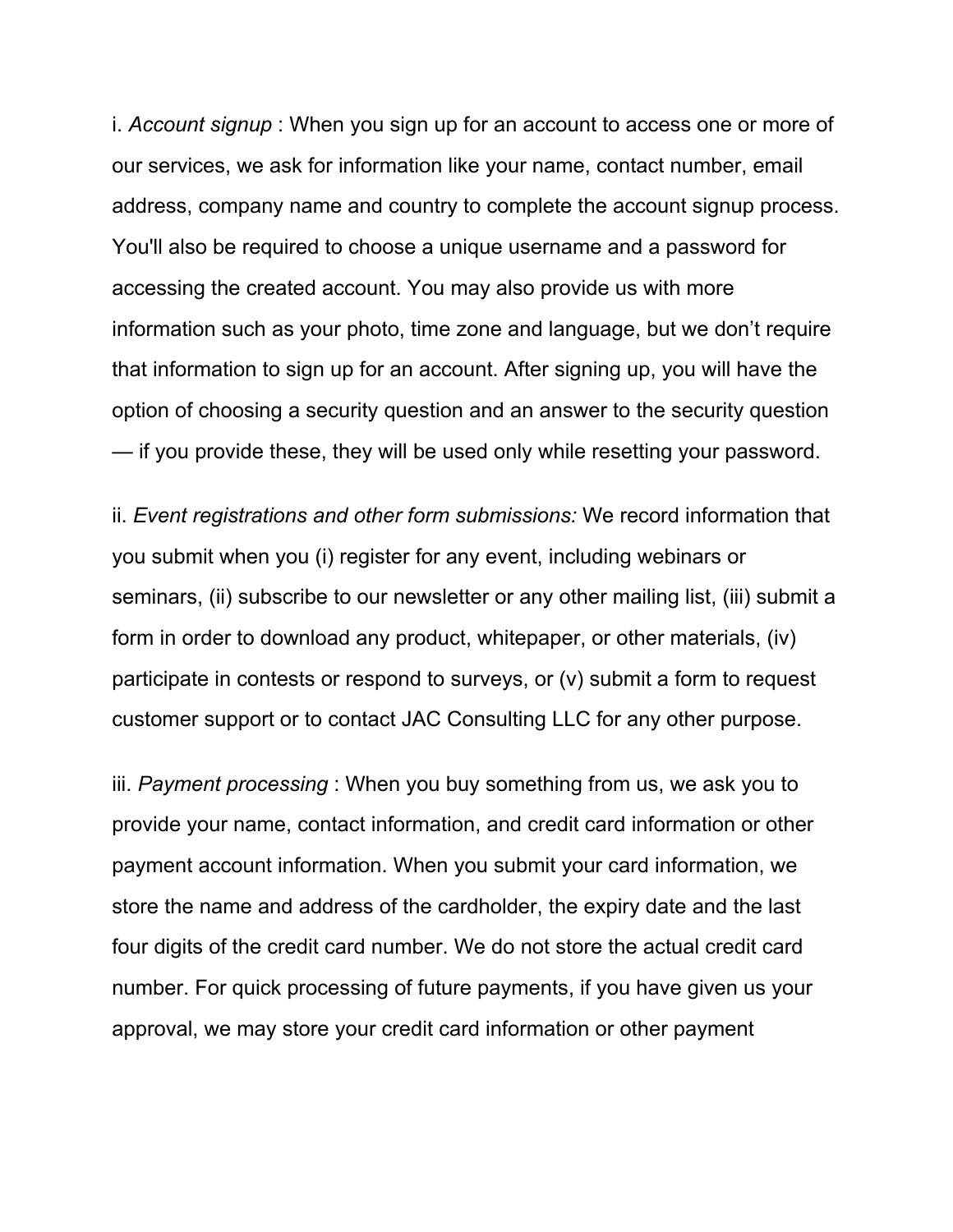i. *Account signup* : When you sign up for an account to access one or more of our services, we ask for information like your name, contact number, email address, company name and country to complete the account signup process. You'll also be required to choose a unique username and a password for accessing the created account. You may also provide us with more information such as your photo, time zone and language, but we don't require that information to sign up for an account. After signing up, you will have the option of choosing a security question and an answer to the security question — if you provide these, they will be used only while resetting your password.

ii. *Event registrations and other form submissions:* We record information that you submit when you (i) register for any event, including webinars or seminars, (ii) subscribe to our newsletter or any other mailing list, (iii) submit a form in order to download any product, whitepaper, or other materials, (iv) participate in contests or respond to surveys, or (v) submit a form to request customer support or to contact JAC Consulting LLC for any other purpose.

iii. *Payment processing* : When you buy something from us, we ask you to provide your name, contact information, and credit card information or other payment account information. When you submit your card information, we store the name and address of the cardholder, the expiry date and the last four digits of the credit card number. We do not store the actual credit card number. For quick processing of future payments, if you have given us your approval, we may store your credit card information or other payment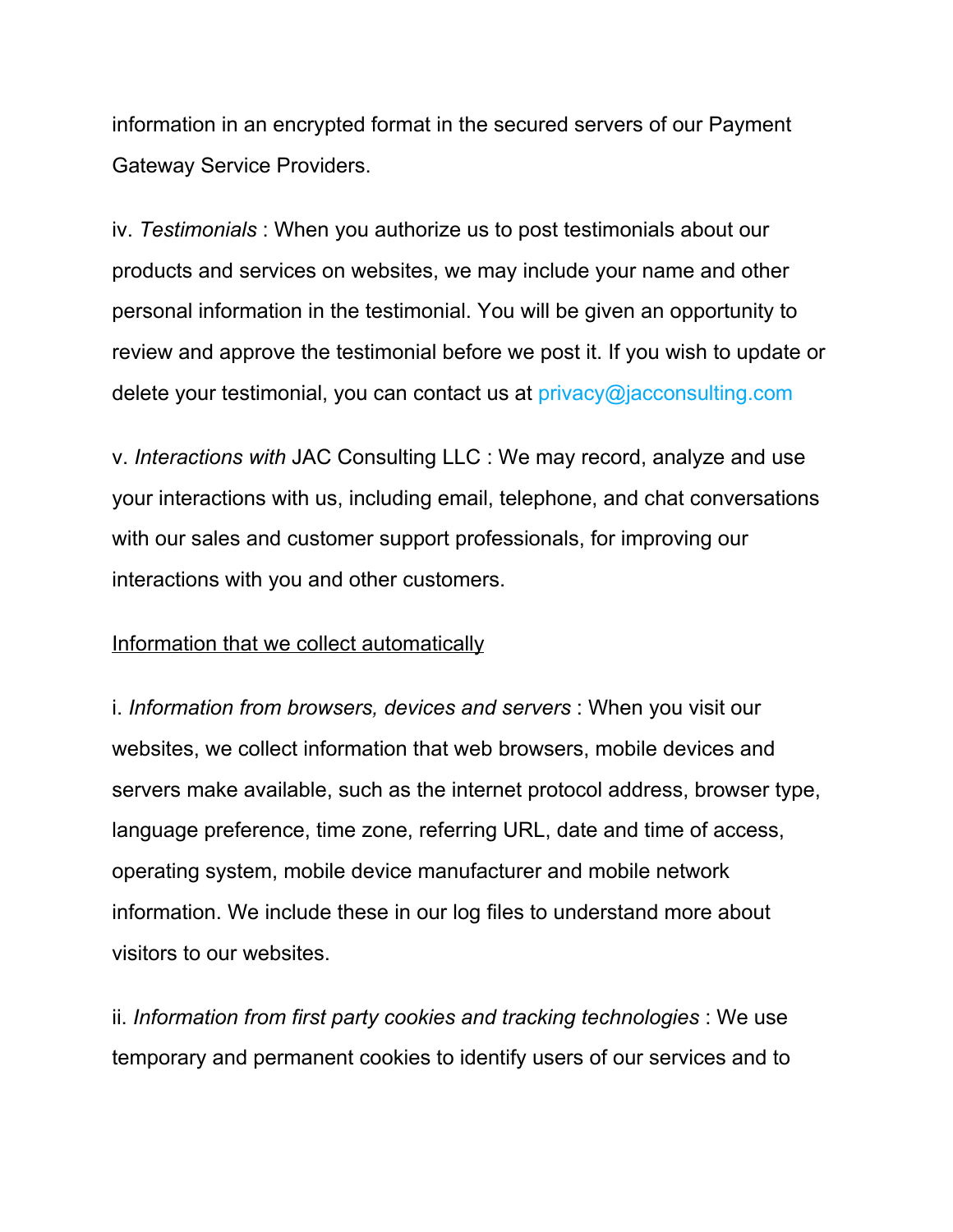information in an encrypted format in the secured servers of our Payment Gateway Service Providers.

iv. *Testimonials* : When you authorize us to post testimonials about our products and services on websites, we may include your name and other personal information in the testimonial. You will be given an opportunity to review and approve the testimonial before we post it. If you wish to update or delete your testimonial, you can contact us at privacy@jacconsulting.com

v. *Interactions with* JAC Consulting LLC : We may record, analyze and use your interactions with us, including email, telephone, and chat conversations with our sales and customer support professionals, for improving our interactions with you and other customers.

<u>Information that we collect automatically</u>

i. *Information from browsers, devices and servers* : When you visit our websites, we collect information that web browsers, mobile devices and servers make available, such as the internet protocol address, browser type, language preference, time zone, referring URL, date and time of access, operating system, mobile device manufacturer and mobile network information. We include these in our log files to understand more about visitors to our websites.

ii. *Information from first party cookies and tracking technologies* : We use temporary and permanent cookies to identify users of our services and to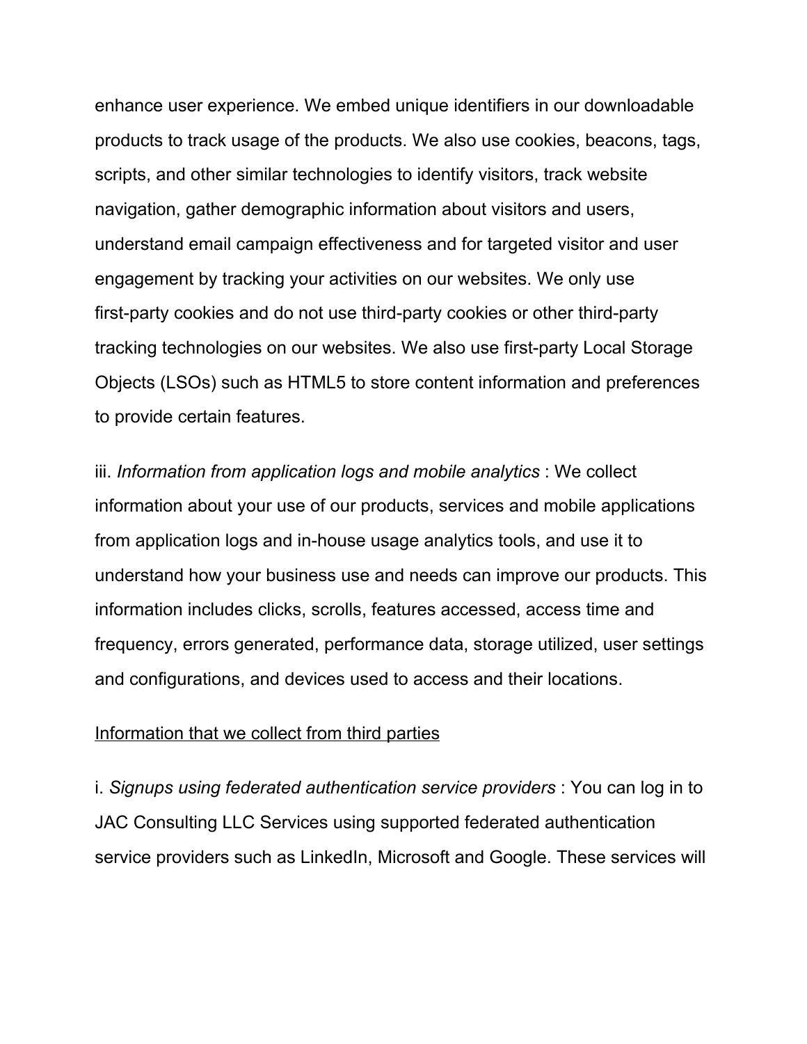enhance user experience. We embed unique identifiers in our downloadable products to track usage of the products. We also use cookies, beacons, tags, scripts, and other similar technologies to identify visitors, track website navigation, gather demographic information about visitors and users, understand email campaign effectiveness and for targeted visitor and user engagement by tracking your activities on our websites. We only use first-party cookies and do not use third-party cookies or other third-party tracking technologies on our websites. We also use first-party Local Storage Objects (LSOs) such as HTML5 to store content information and preferences to provide certain features.

iii. *Information from application logs and mobile analytics* : We collect information about your use of our products, services and mobile applications from application logs and in-house usage analytics tools, and use it to understand how your business use and needs can improve our products. This information includes clicks, scrolls, features accessed, access time and frequency, errors generated, performance data, storage utilized, user settings and configurations, and devices used to access and their locations.

<u>Information that we collect from third parties</u>

i. *Signups using federated authentication service providers* : You can log in to JAC Consulting LLC Services using supported federated authentication service providers such as LinkedIn, Microsoft and Google. These services will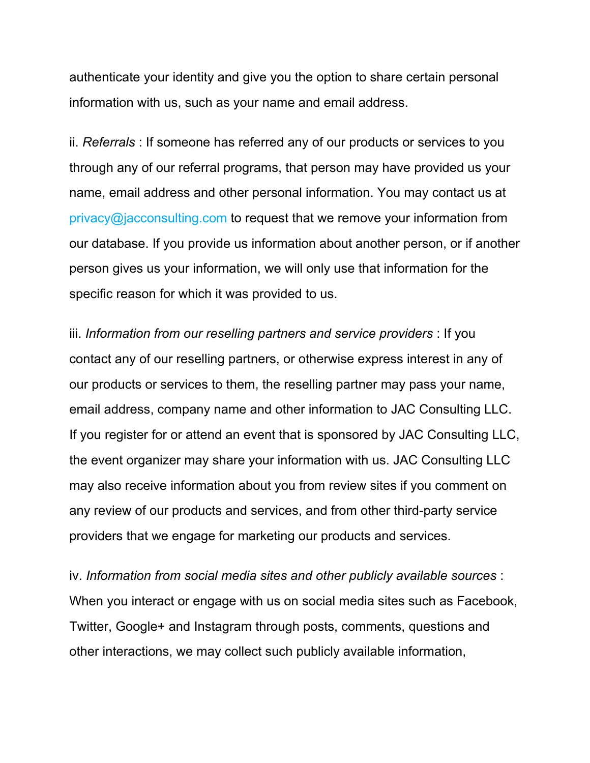authenticate your identity and give you the option to share certain personal information with us, such as your name and email address.

ii. *Referrals* : If someone has referred any of our products or services to you through any of our referral programs, that person may have provided us your name, email address and other personal information. You may contact us at privacy@jacconsulting.com to request that we remove your information from our database. If you provide us information about another person, or if another person gives us your information, we will only use that information for the specific reason for which it was provided to us.

iii. *Information from our reselling partners and service providers* : If you contact any of our reselling partners, or otherwise express interest in any of our products or services to them, the reselling partner may pass your name, email address, company name and other information to JAC Consulting LLC. If you register for or attend an event that is sponsored by JAC Consulting LLC, the event organizer may share your information with us. JAC Consulting LLC may also receive information about you from review sites if you comment on any review of our products and services, and from other third-party service providers that we engage for marketing our products and services.

iv. *Information from social media sites and other publicly available sources* : When you interact or engage with us on social media sites such as Facebook, Twitter, Google+ and Instagram through posts, comments, questions and other interactions, we may collect such publicly available information,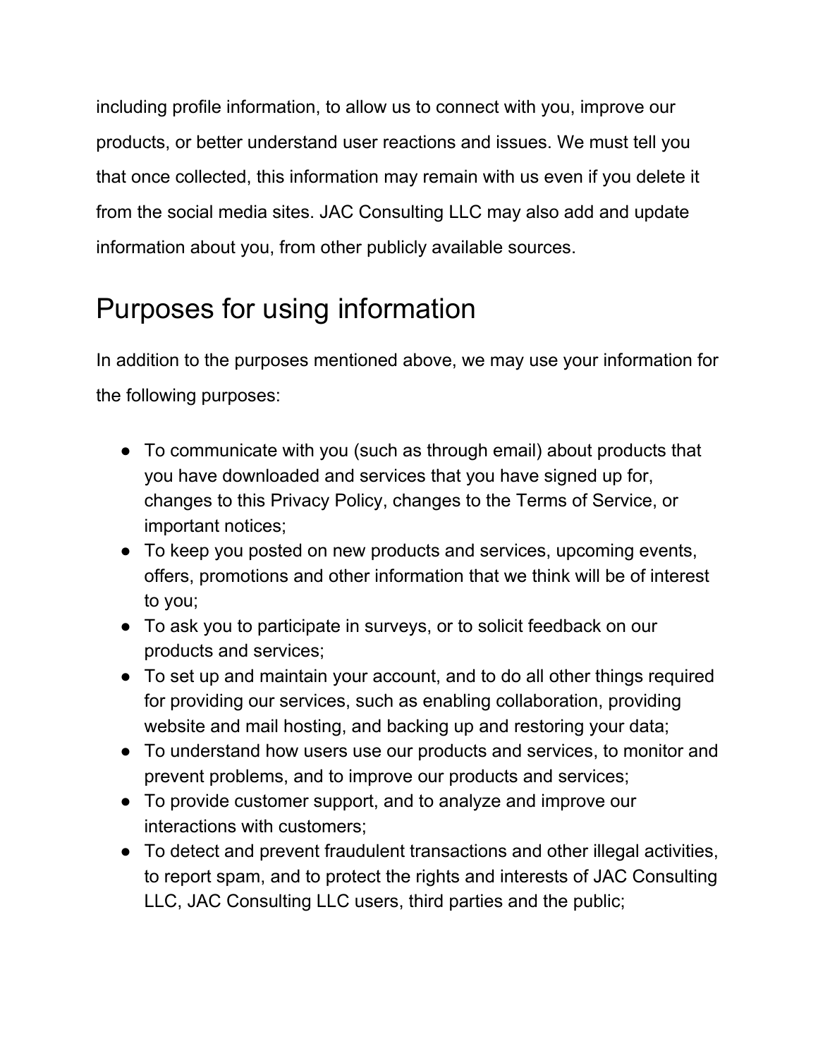including profile information, to allow us to connect with you, improve our products, or better understand user reactions and issues. We must tell you that once collected, this information may remain with us even if you delete it from the social media sites. JAC Consulting LLC may also add and update information about you, from other publicly available sources.

## Purposes for using information

In addition to the purposes mentioned above, we may use your information for the following purposes:

- To communicate with you (such as through email) about products that you have downloaded and services that you have signed up for, changes to this Privacy Policy, changes to the Terms of Service, or important notices;
- To keep you posted on new products and services, upcoming events, offers, promotions and other information that we think will be of interest to you;
- To ask you to participate in surveys, or to solicit feedback on our products and services;
- To set up and maintain your account, and to do all other things required for providing our services, such as enabling collaboration, providing website and mail hosting, and backing up and restoring your data;
- To understand how users use our products and services, to monitor and prevent problems, and to improve our products and services;
- To provide customer support, and to analyze and improve our interactions with customers;
- To detect and prevent fraudulent transactions and other illegal activities, to report spam, and to protect the rights and interests of JAC Consulting LLC, JAC Consulting LLC users, third parties and the public;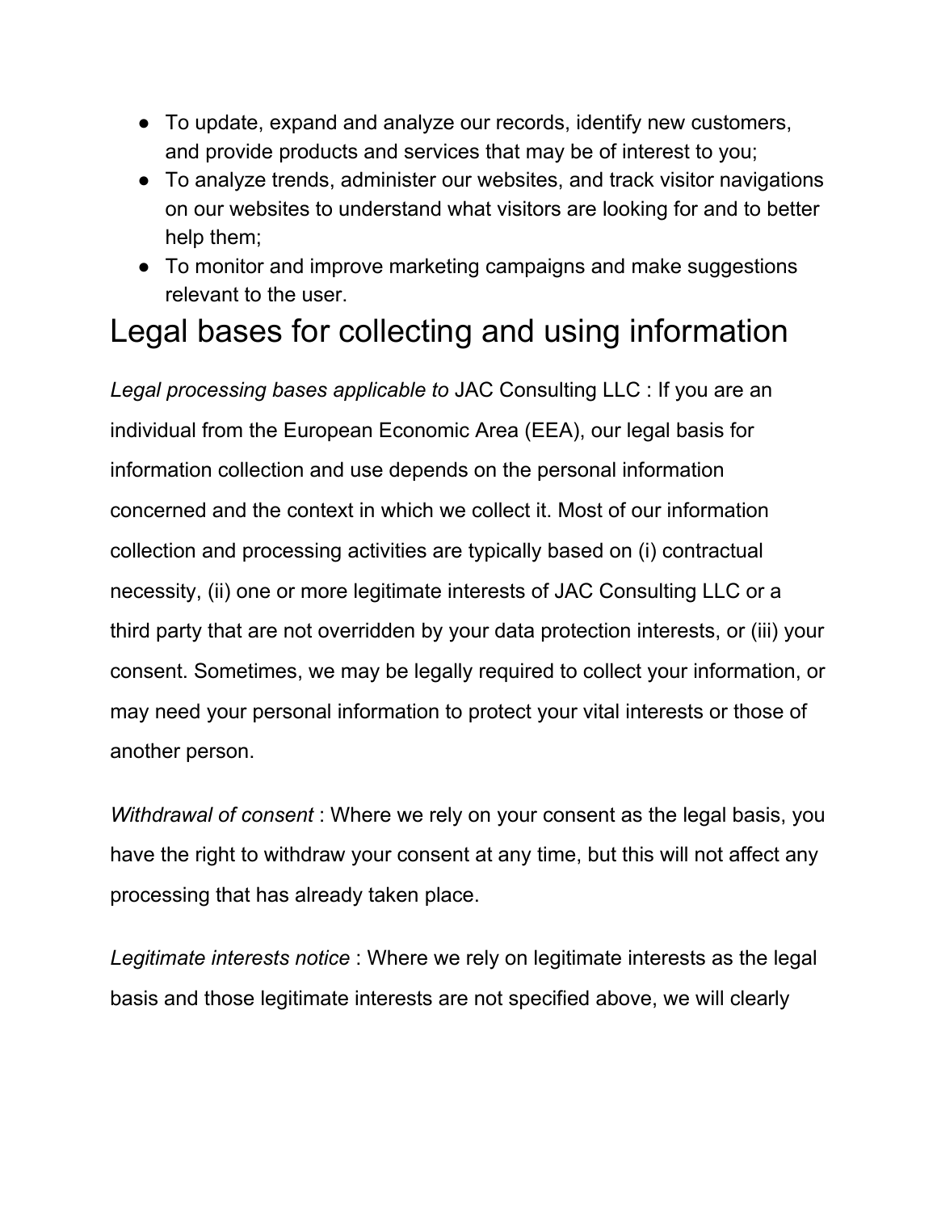- To update, expand and analyze our records, identify new customers, and provide products and services that may be of interest to you;
- To analyze trends, administer our websites, and track visitor navigations on our websites to understand what visitors are looking for and to better help them;
- To monitor and improve marketing campaigns and make suggestions relevant to the user.

# Legal bases for collecting and using information

*Legal processing bases applicable to* JAC Consulting LLC : If you are an individual from the European Economic Area (EEA), our legal basis for information collection and use depends on the personal information concerned and the context in which we collect it. Most of our information collection and processing activities are typically based on (i) contractual necessity, (ii) one or more legitimate interests of JAC Consulting LLC or a third party that are not overridden by your data protection interests, or (iii) your consent. Sometimes, we may be legally required to collect your information, or may need your personal information to protect your vital interests or those of another person.

*Withdrawal of consent* : Where we rely on your consent as the legal basis, you have the right to withdraw your consent at any time, but this will not affect any processing that has already taken place.

*Legitimate interests notice* : Where we rely on legitimate interests as the legal basis and those legitimate interests are not specified above, we will clearly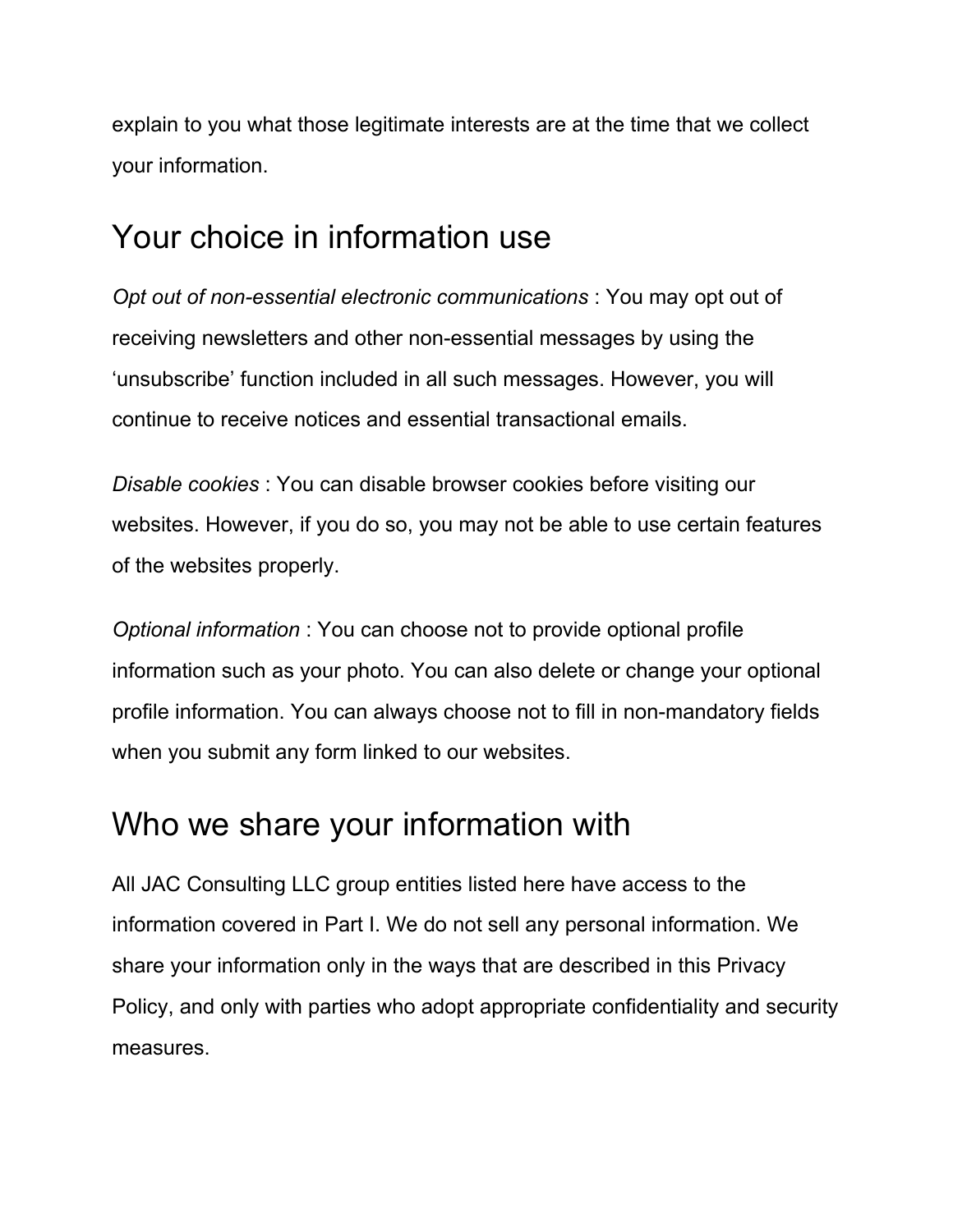explain to you what those legitimate interests are at the time that we collect your information.

## Your choice in information use

*Opt out of non-essential electronic communications* : You may opt out of receiving newsletters and other non-essential messages by using the 'unsubscribe' function included in all such messages. However, you will continue to receive notices and essential transactional emails.

*Disable cookies* : You can disable browser cookies before visiting our websites. However, if you do so, you may not be able to use certain features of the websites properly.

*Optional information* : You can choose not to provide optional profile information such as your photo. You can also delete or change your optional profile information. You can always choose not to fill in non-mandatory fields when you submit any form linked to our websites.

## Who we share your information with

All JAC Consulting LLC group entities listed here have access to the information covered in Part I. We do not sell any personal information. We share your information only in the ways that are described in this Privacy Policy, and only with parties who adopt appropriate confidentiality and security measures.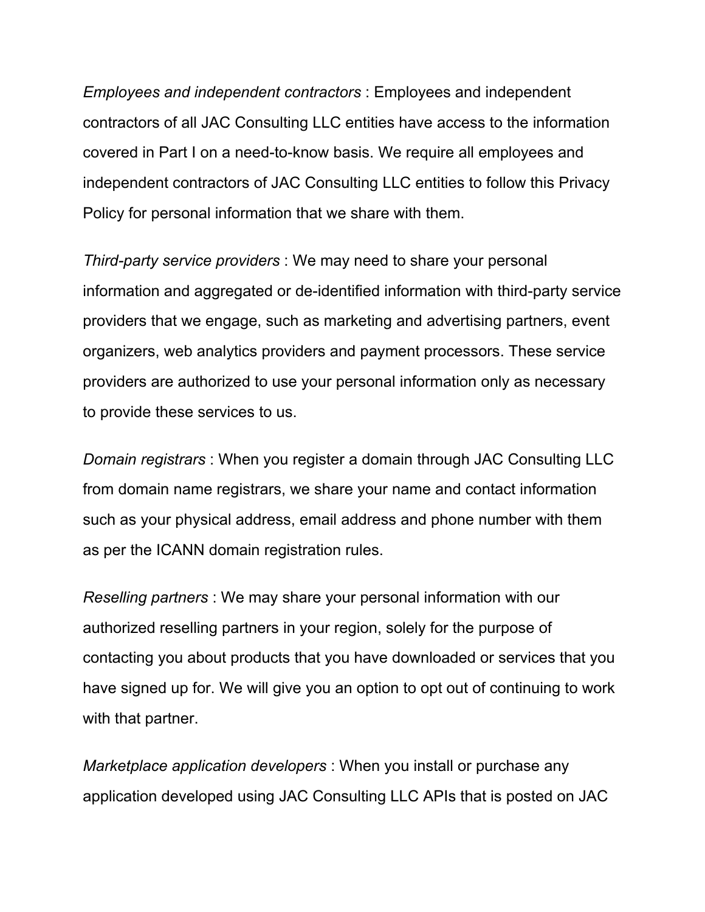*Employees and independent contractors* : Employees and independent contractors of all JAC Consulting LLC entities have access to the information covered in Part I on a need-to-know basis. We require all employees and independent contractors of JAC Consulting LLC entities to follow this Privacy Policy for personal information that we share with them.

*Third-party service providers* : We may need to share your personal information and aggregated or de-identified information with third-party service providers that we engage, such as marketing and advertising partners, event organizers, web analytics providers and payment processors. These service providers are authorized to use your personal information only as necessary to provide these services to us.

*Domain registrars* : When you register a domain through JAC Consulting LLC from domain name registrars, we share your name and contact information such as your physical address, email address and phone number with them as per the ICANN domain registration rules.

*Reselling partners* : We may share your personal information with our authorized reselling partners in your region, solely for the purpose of contacting you about products that you have downloaded or services that you have signed up for. We will give you an option to opt out of continuing to work with that partner.

*Marketplace application developers* : When you install or purchase any application developed using JAC Consulting LLC APIs that is posted on JAC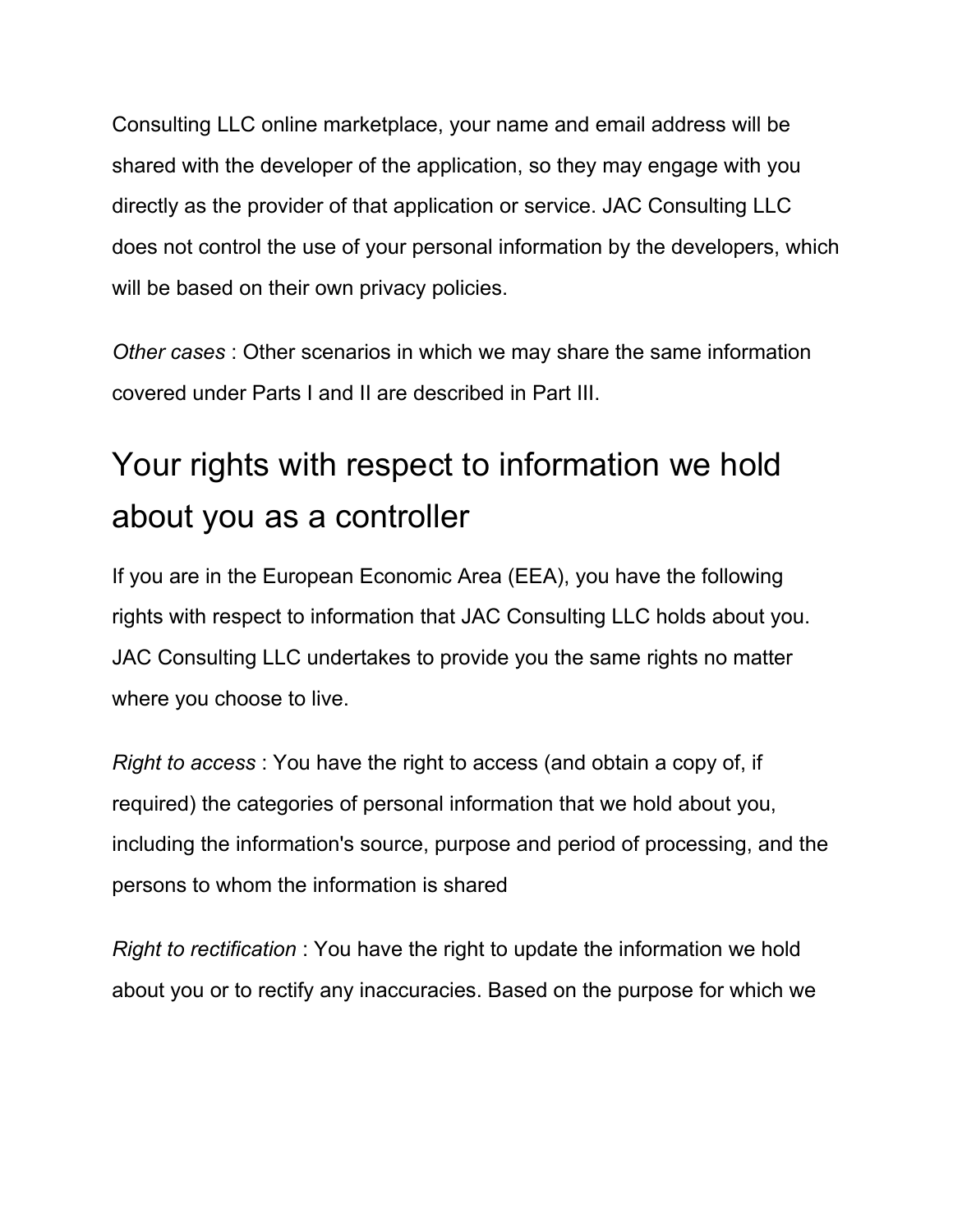Consulting LLC online marketplace, your name and email address will be shared with the developer of the application, so they may engage with you directly as the provider of that application or service. JAC Consulting LLC does not control the use of your personal information by the developers, which will be based on their own privacy policies.

*Other cases* : Other scenarios in which we may share the same information covered under Parts I and II are described in Part III.

## Your rights with respect to information we hold about you as a controller

If you are in the European Economic Area (EEA), you have the following rights with respect to information that JAC Consulting LLC holds about you. JAC Consulting LLC undertakes to provide you the same rights no matter where you choose to live.

*Right to access* : You have the right to access (and obtain a copy of, if required) the categories of personal information that we hold about you, including the information's source, purpose and period of processing, and the persons to whom the information is shared

*Right to rectification* : You have the right to update the information we hold about you or to rectify any inaccuracies. Based on the purpose for which we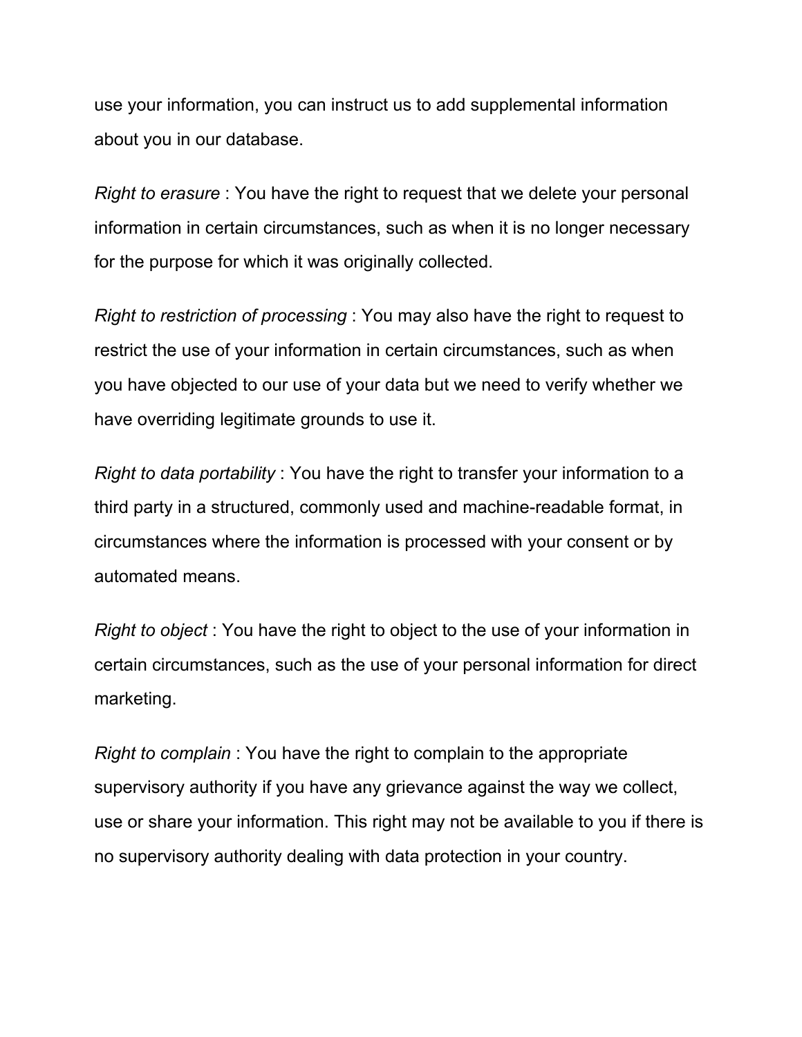use your information, you can instruct us to add supplemental information about you in our database.

*Right to erasure* : You have the right to request that we delete your personal information in certain circumstances, such as when it is no longer necessary for the purpose for which it was originally collected.

*Right to restriction of processing* : You may also have the right to request to restrict the use of your information in certain circumstances, such as when you have objected to our use of your data but we need to verify whether we have overriding legitimate grounds to use it.

*Right to data portability* : You have the right to transfer your information to a third party in a structured, commonly used and machine-readable format, in circumstances where the information is processed with your consent or by automated means.

*Right to object* : You have the right to object to the use of your information in certain circumstances, such as the use of your personal information for direct marketing.

*Right to complain* : You have the right to complain to the appropriate supervisory authority if you have any grievance against the way we collect, use or share your information. This right may not be available to you if there is no supervisory authority dealing with data protection in your country.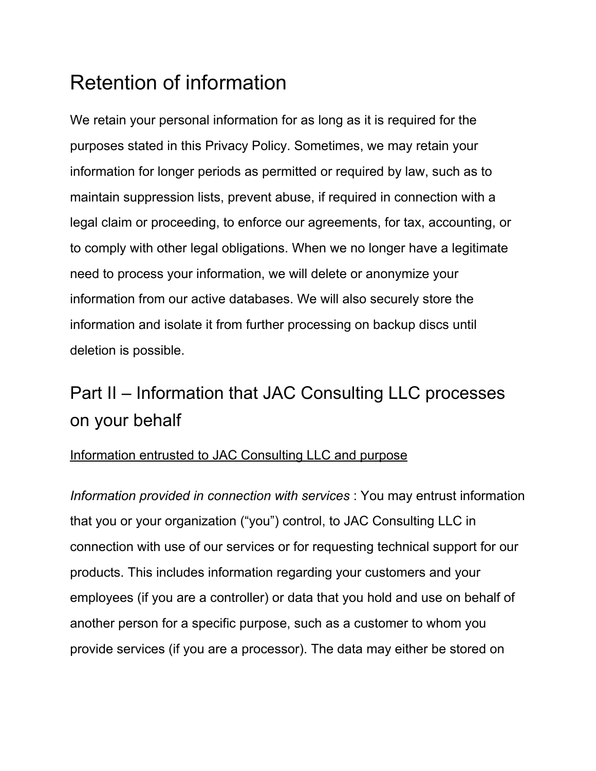# Retention of information

We retain your personal information for as long as it is required for the purposes stated in this Privacy Policy. Sometimes, we may retain your information for longer periods as permitted or required by law, such as to maintain suppression lists, prevent abuse, if required in connection with a legal claim or proceeding, to enforce our agreements, for tax, accounting, or to comply with other legal obligations. When we no longer have a legitimate need to process your information, we will delete or anonymize your information from our active databases. We will also securely store the information and isolate it from further processing on backup discs until deletion is possible.

# Part II – Information that JAC Consulting LLC processes on your behalf

<u>Information entrusted to JAC Consulting LLC and purpose</u>

*Information provided in connection with services* : You may entrust information that you or your organization ("you") control, to JAC Consulting LLC in connection with use of our services or for requesting technical support for our products. This includes information regarding your customers and your employees (if you are a controller) or data that you hold and use on behalf of another person for a specific purpose, such as a customer to whom you provide services (if you are a processor). The data may either be stored on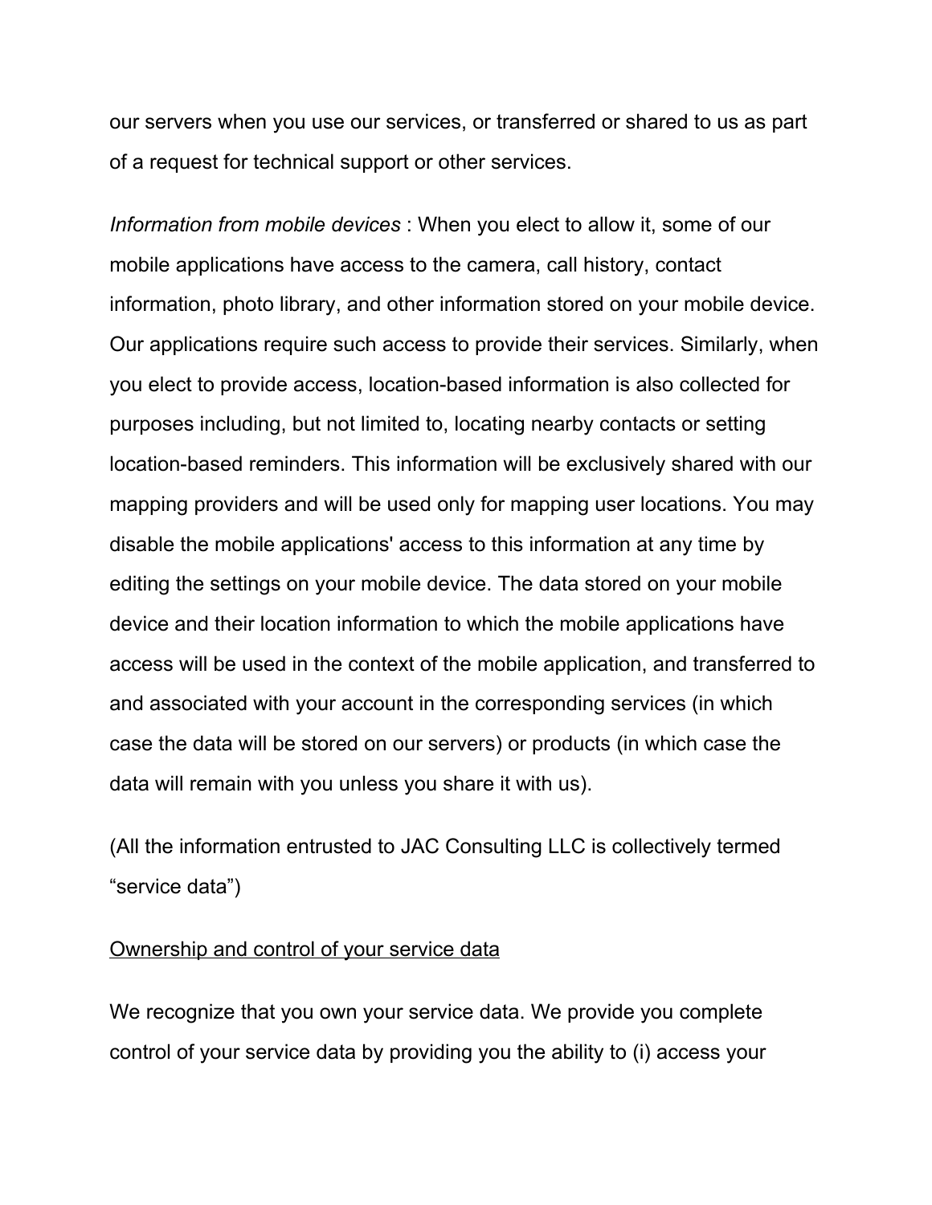our servers when you use our services, or transferred or shared to us as part of a request for technical support or other services.

*Information from mobile devices* : When you elect to allow it, some of our mobile applications have access to the camera, call history, contact information, photo library, and other information stored on your mobile device. Our applications require such access to provide their services. Similarly, when you elect to provide access, location-based information is also collected for purposes including, but not limited to, locating nearby contacts or setting location-based reminders. This information will be exclusively shared with our mapping providers and will be used only for mapping user locations. You may disable the mobile applications' access to this information at any time by editing the settings on your mobile device. The data stored on your mobile device and their location information to which the mobile applications have access will be used in the context of the mobile application, and transferred to and associated with your account in the corresponding services (in which case the data will be stored on our servers) or products (in which case the data will remain with you unless you share it with us).

(All the information entrusted to JAC Consulting LLC is collectively termed “service data”)

<u>Ownership and control of your service data</u>

We recognize that you own your service data. We provide you complete control of your service data by providing you the ability to (i) access your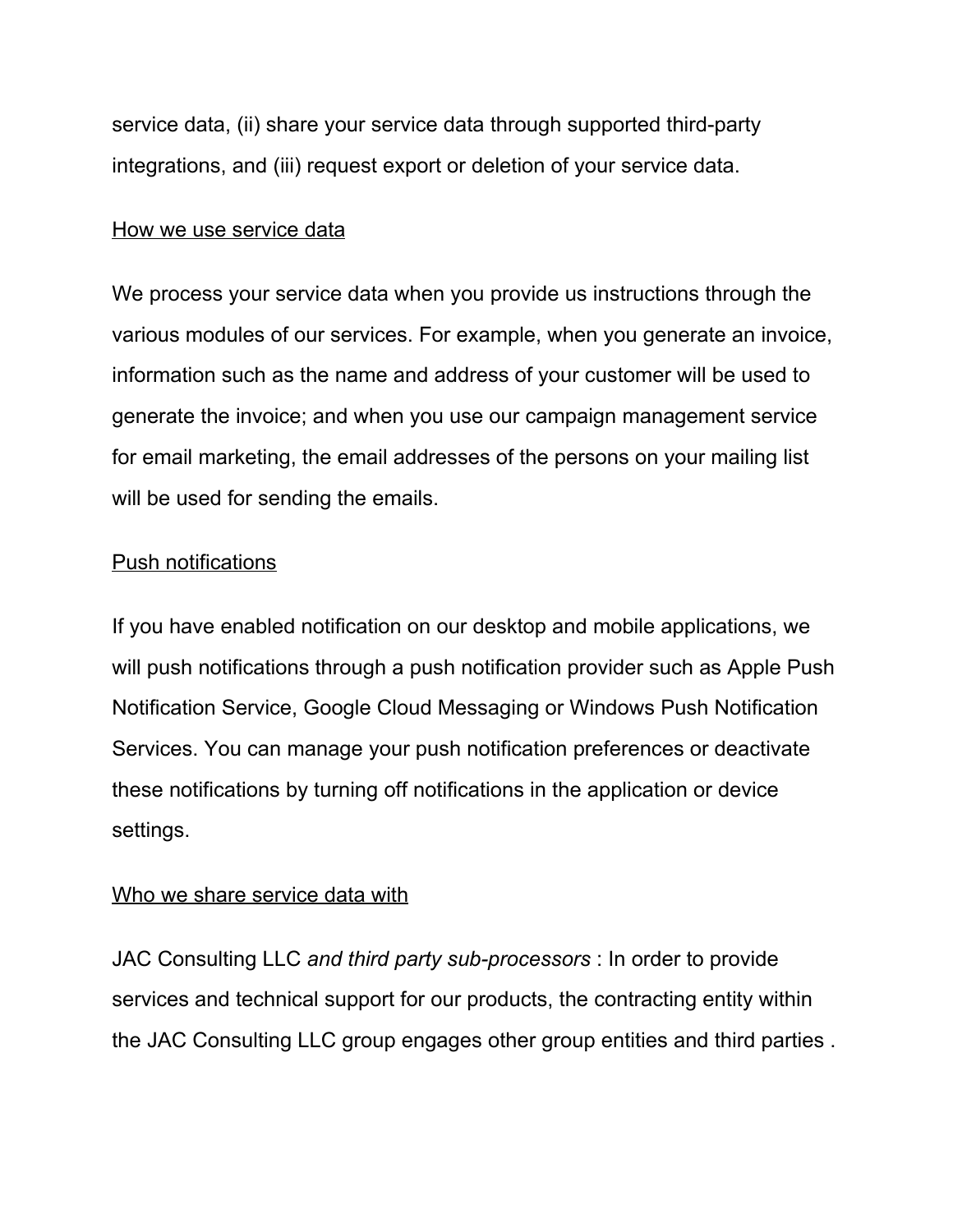service data, (ii) share your service data through supported third-party integrations, and (iii) request export or deletion of your service data.

<u>How we use service data</u>

We process your service data when you provide us instructions through the various modules of our services. For example, when you generate an invoice, information such as the name and address of your customer will be used to generate the invoice; and when you use our campaign management service for email marketing, the email addresses of the persons on your mailing list will be used for sending the emails.

<u>Push notifications</u>

If you have enabled notification on our desktop and mobile applications, we will push notifications through a push notification provider such as Apple Push Notification Service, Google Cloud Messaging or Windows Push Notification Services. You can manage your push notification preferences or deactivate these notifications by turning off notifications in the application or device settings.

<u>Who we share service data with</u>

JAC Consulting LLC *and third party sub-processors* : In order to provide services and technical support for our products, the contracting entity within the JAC Consulting LLC group engages other group entities and third parties .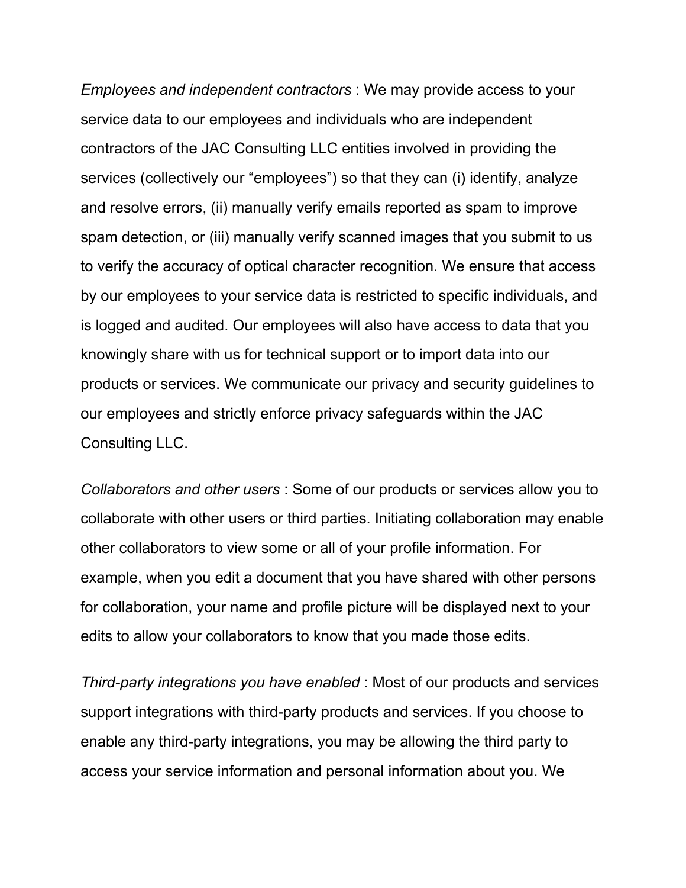*Employees and independent contractors* : We may provide access to your service data to our employees and individuals who are independent contractors of the JAC Consulting LLC entities involved in providing the services (collectively our "employees") so that they can (i) identify, analyze and resolve errors, (ii) manually verify emails reported as spam to improve spam detection, or (iii) manually verify scanned images that you submit to us to verify the accuracy of optical character recognition. We ensure that access by our employees to your service data is restricted to specific individuals, and is logged and audited. Our employees will also have access to data that you knowingly share with us for technical support or to import data into our products or services. We communicate our privacy and security guidelines to our employees and strictly enforce privacy safeguards within the JAC Consulting LLC.

*Collaborators and other users* : Some of our products or services allow you to collaborate with other users or third parties. Initiating collaboration may enable other collaborators to view some or all of your profile information. For example, when you edit a document that you have shared with other persons for collaboration, your name and profile picture will be displayed next to your edits to allow your collaborators to know that you made those edits.

*Third-party integrations you have enabled* : Most of our products and services support integrations with third-party products and services. If you choose to enable any third-party integrations, you may be allowing the third party to access your service information and personal information about you. We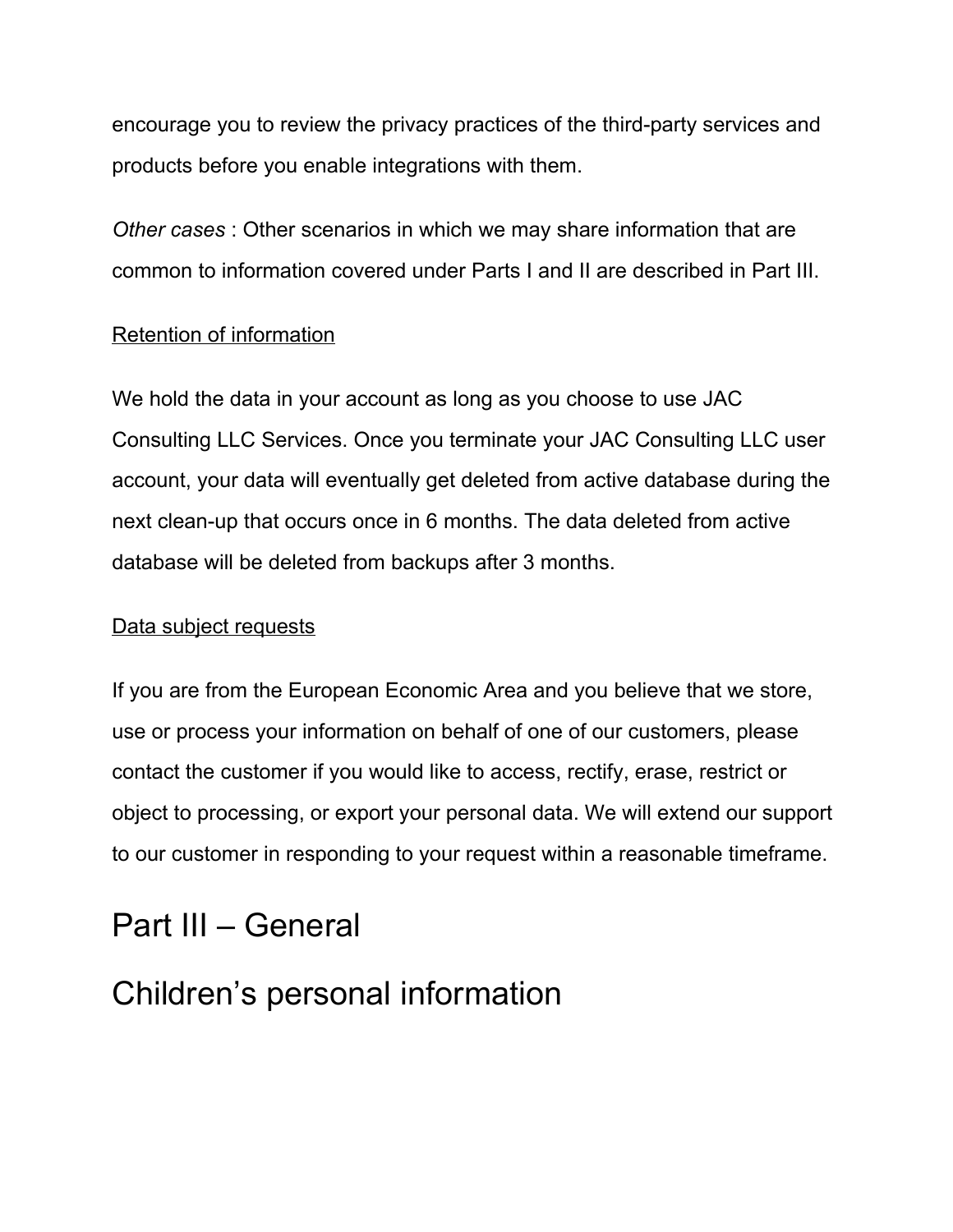encourage you to review the privacy practices of the third-party services and products before you enable integrations with them.

*Other cases* : Other scenarios in which we may share information that are common to information covered under Parts I and II are described in Part III.

<u>Retention of information</u>

We hold the data in your account as long as you choose to use JAC Consulting LLC Services. Once you terminate your JAC Consulting LLC user account, your data will eventually get deleted from active database during the next clean-up that occurs once in 6 months. The data deleted from active database will be deleted from backups after 3 months.

<u>Data subject requests</u>

If you are from the European Economic Area and you believe that we store, use or process your information on behalf of one of our customers, please contact the customer if you would like to access, rectify, erase, restrict or object to processing, or export your personal data. We will extend our support to our customer in responding to your request within a reasonable timeframe.

# Part III – General

# Children's personal information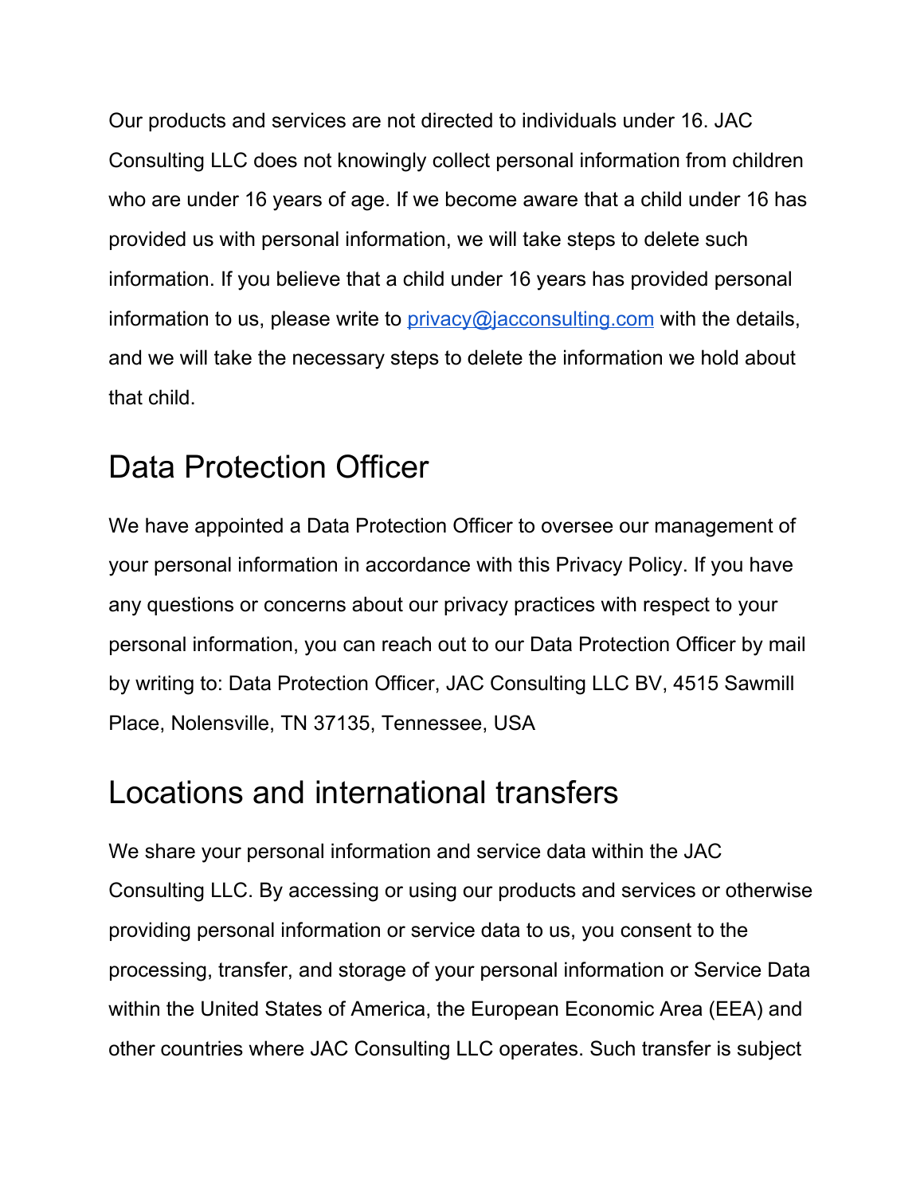Our products and services are not directed to individuals under 16. JAC Consulting LLC does not knowingly collect personal information from children who are under 16 years of age. If we become aware that a child under 16 has provided us with personal information, we will take steps to delete such information. If you believe that a child under 16 years has provided personal information to us, please write to [privacy@jacconsulting.com](mailto:privacy@jacconsulting.com) with the details, and we will take the necessary steps to delete the information we hold about that child.

# Data Protection Officer

We have appointed a Data Protection Officer to oversee our management of your personal information in accordance with this Privacy Policy. If you have any questions or concerns about our privacy practices with respect to your personal information, you can reach out to our Data Protection Officer by mail by writing to: Data Protection Officer, JAC Consulting LLC BV, 4515 Sawmill Place, Nolensville, TN 37135, Tennessee, USA

# Locations and international transfers

We share your personal information and service data within the JAC Consulting LLC. By accessing or using our products and services or otherwise providing personal information or service data to us, you consent to the processing, transfer, and storage of your personal information or Service Data within the United States of America, the European Economic Area (EEA) and other countries where JAC Consulting LLC operates. Such transfer is subject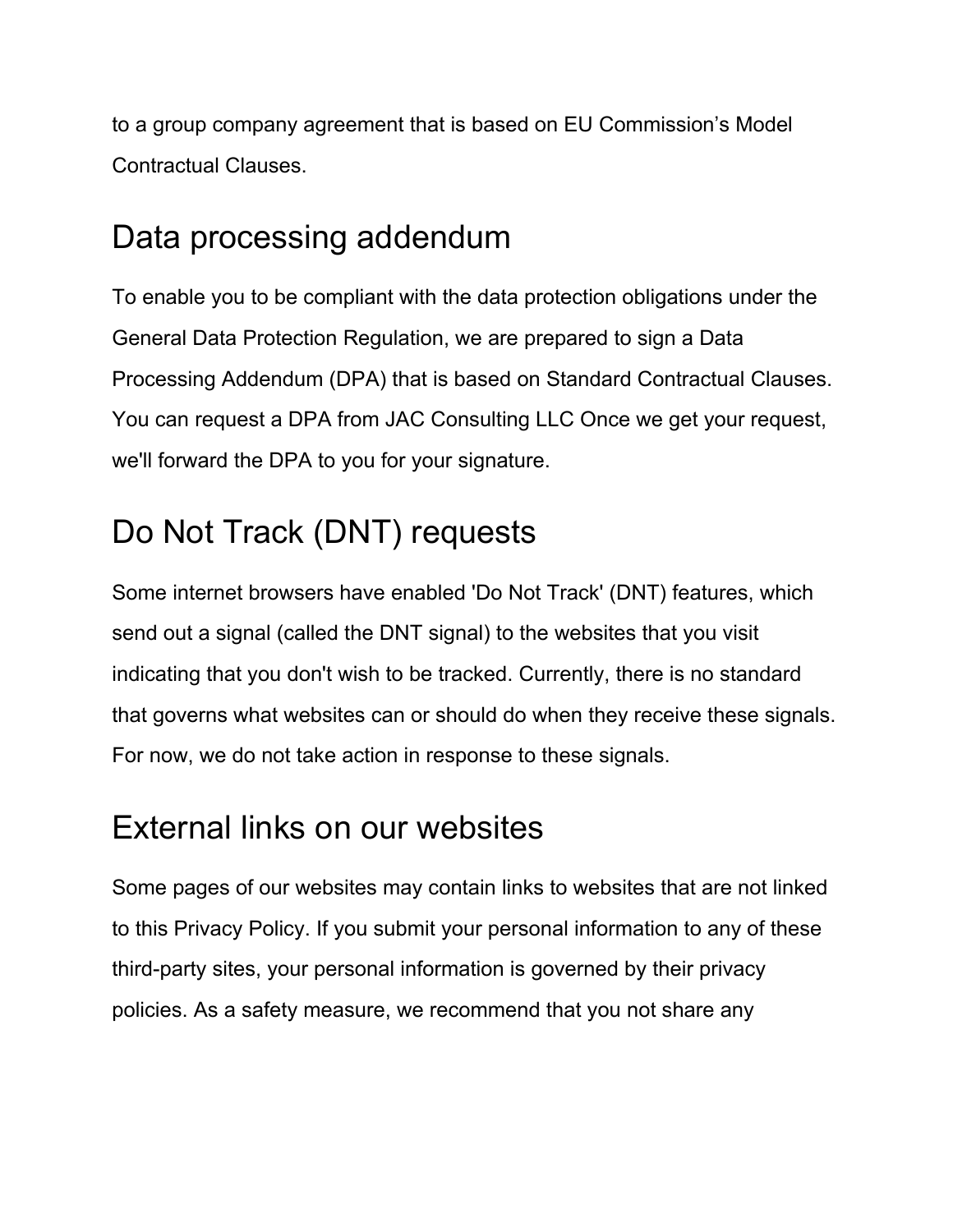to a group company agreement that is based on EU Commission's Model Contractual Clauses.

## Data processing addendum

To enable you to be compliant with the data protection obligations under the General Data Protection Regulation, we are prepared to sign a Data Processing Addendum (DPA) that is based on Standard Contractual Clauses. You can request a DPA from JAC Consulting LLC Once we get your request, we'll forward the DPA to you for your signature.

## Do Not Track (DNT) requests

Some internet browsers have enabled 'Do Not Track' (DNT) features, which send out a signal (called the DNT signal) to the websites that you visit indicating that you don't wish to be tracked. Currently, there is no standard that governs what websites can or should do when they receive these signals. For now, we do not take action in response to these signals.

## External links on our websites

Some pages of our websites may contain links to websites that are not linked to this Privacy Policy. If you submit your personal information to any of these third-party sites, your personal information is governed by their privacy policies. As a safety measure, we recommend that you not share any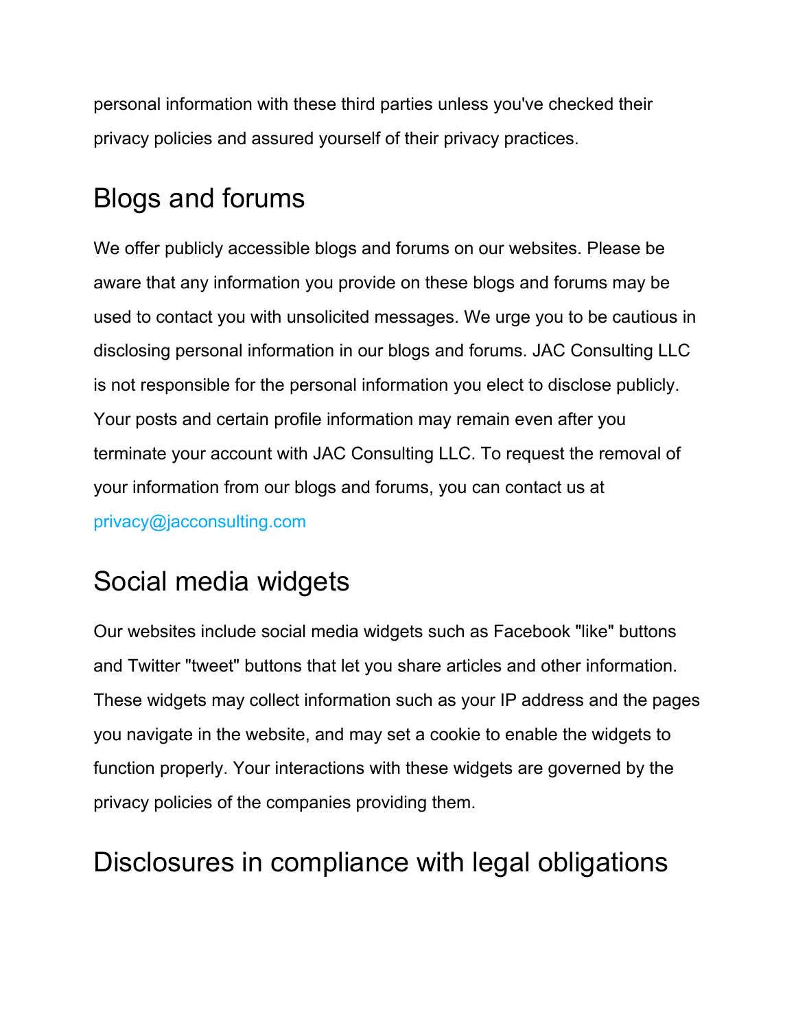personal information with these third parties unless you've checked their privacy policies and assured yourself of their privacy practices.

## Blogs and forums

We offer publicly accessible blogs and forums on our websites. Please be aware that any information you provide on these blogs and forums may be used to contact you with unsolicited messages. We urge you to be cautious in disclosing personal information in our blogs and forums. JAC Consulting LLC is not responsible for the personal information you elect to disclose publicly. Your posts and certain profile information may remain even after you terminate your account with JAC Consulting LLC. To request the removal of your information from our blogs and forums, you can contact us at privacy@jacconsulting.com

## Social media widgets

Our websites include social media widgets such as Facebook "like" buttons and Twitter "tweet" buttons that let you share articles and other information. These widgets may collect information such as your IP address and the pages you navigate in the website, and may set a cookie to enable the widgets to function properly. Your interactions with these widgets are governed by the privacy policies of the companies providing them.

## Disclosures in compliance with legal obligations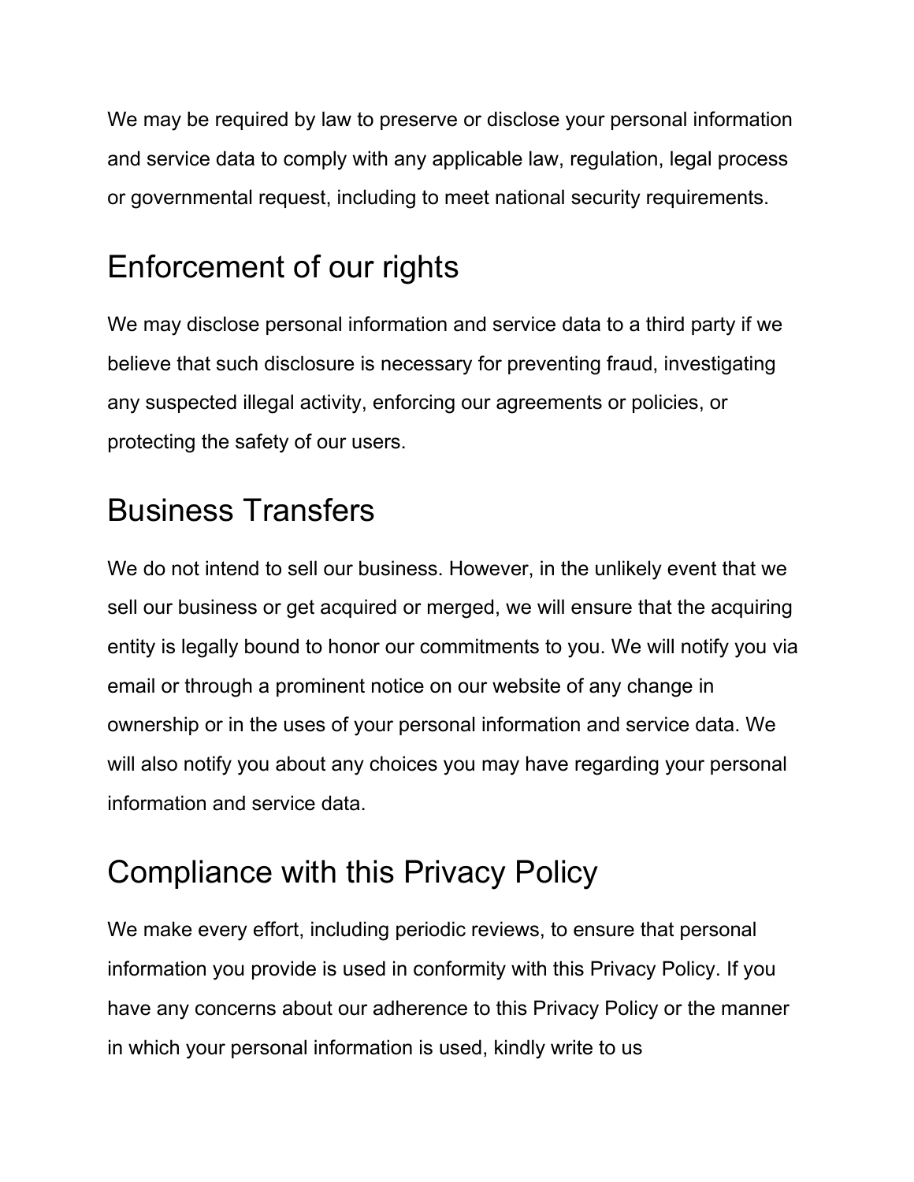We may be required by law to preserve or disclose your personal information and service data to comply with any applicable law, regulation, legal process or governmental request, including to meet national security requirements.

## Enforcement of our rights

We may disclose personal information and service data to a third party if we believe that such disclosure is necessary for preventing fraud, investigating any suspected illegal activity, enforcing our agreements or policies, or protecting the safety of our users.

## Business Transfers

We do not intend to sell our business. However, in the unlikely event that we sell our business or get acquired or merged, we will ensure that the acquiring entity is legally bound to honor our commitments to you. We will notify you via email or through a prominent notice on our website of any change in ownership or in the uses of your personal information and service data. We will also notify you about any choices you may have regarding your personal information and service data.

## Compliance with this Privacy Policy

We make every effort, including periodic reviews, to ensure that personal information you provide is used in conformity with this Privacy Policy. If you have any concerns about our adherence to this Privacy Policy or the manner in which your personal information is used, kindly write to us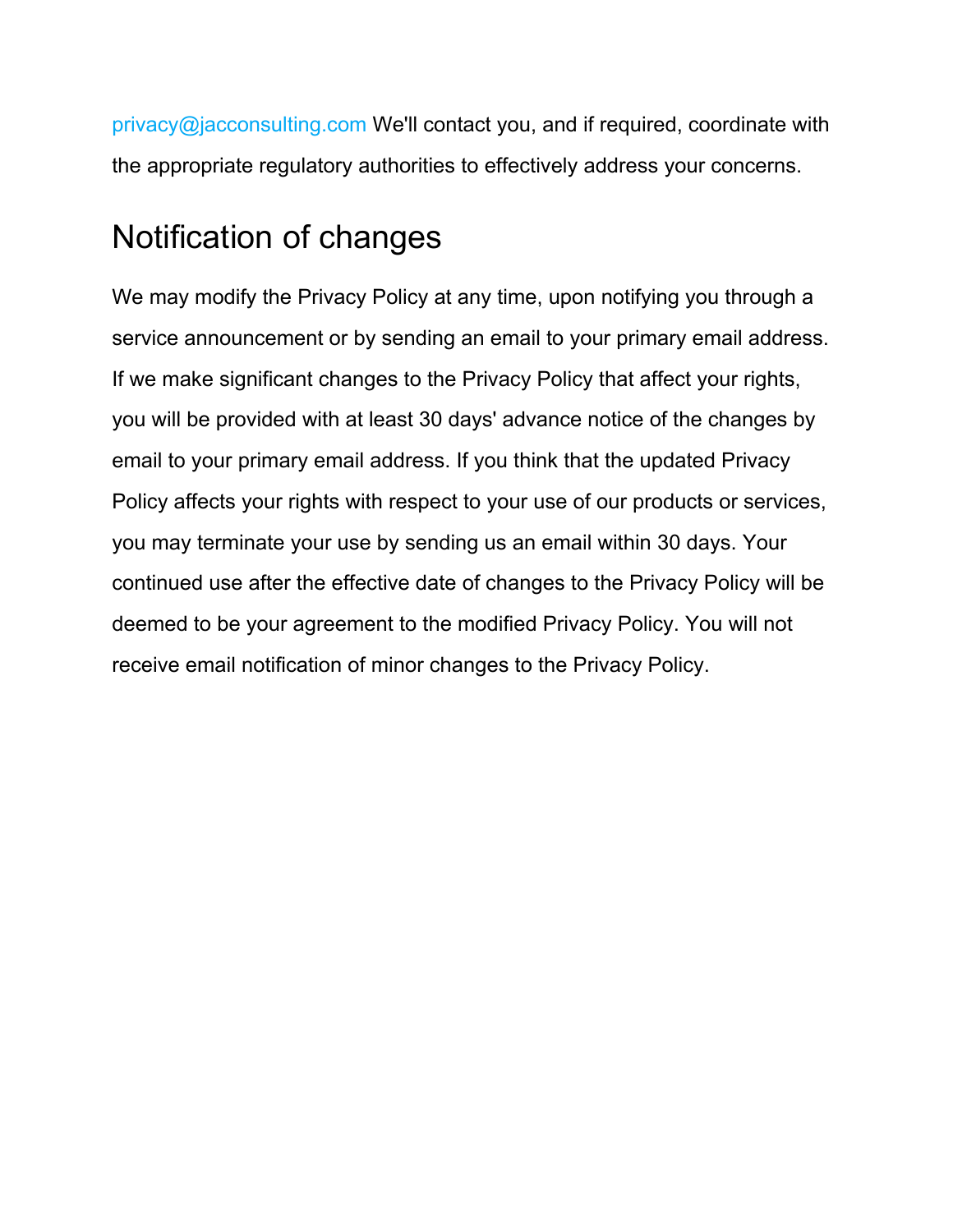privacy@jacconsulting.com We'll contact you, and if required, coordinate with the appropriate regulatory authorities to effectively address your concerns.

## Notification of changes

We may modify the Privacy Policy at any time, upon notifying you through a service announcement or by sending an email to your primary email address. If we make significant changes to the Privacy Policy that affect your rights, you will be provided with at least 30 days' advance notice of the changes by email to your primary email address. If you think that the updated Privacy Policy affects your rights with respect to your use of our products or services, you may terminate your use by sending us an email within 30 days. Your continued use after the effective date of changes to the Privacy Policy will be deemed to be your agreement to the modified Privacy Policy. You will not receive email notification of minor changes to the Privacy Policy.